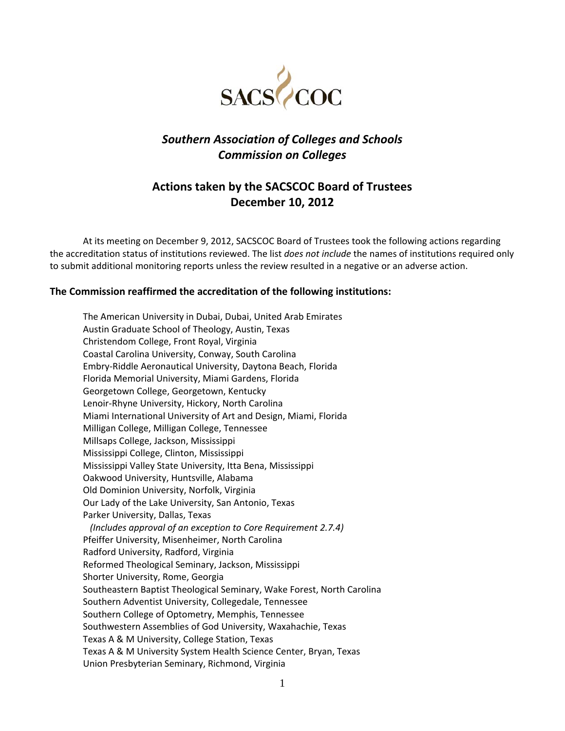# Southern Association of Colleges and Schools Commission on Colleges

## Actions taken by the SACSCOC Board of Trustees December 10, 2012

At its meeting on December 9, 2012, SACSCOC Board of Trustees took the following actions regarding the accreditation status of institutions reviewed. The list *does not include* the names of institutions required only to submit additional monitoring reports unless the review resulted in a negative or an adverse action.

### The Commission reaffirmed the accreditation of the following institutions:

The American University in Dubai, Dubai, United Arab Emirates
Austin Graduate School of Theology, Austin, Texas
Christendom College, Front Royal, Virginia
Coastal Carolina University, Conway, South Carolina
Embry-Riddle Aeronautical University, Daytona Beach, Florida
Florida Memorial University, Miami Gardens, Florida
Georgetown College, Georgetown, Kentucky
Lenoir-Rhyne University, Hickory, North Carolina
Miami International University of Art and Design, Miami, Florida
Milligan College, Milligan College, Tennessee
Millsaps College, Jackson, Mississippi
Mississippi College, Clinton, Mississippi
Mississippi Valley State University, Itta Bena, Mississippi
Oakwood University, Huntsville, Alabama
Old Dominion University, Norfolk, Virginia
Our Lady of the Lake University, San Antonio, Texas
Parker University, Dallas, Texas
  *(Includes approval of an exception to Core Requirement 2.7.4)*
Pfeiffer University, Misenheimer, North Carolina
Radford University, Radford, Virginia
Reformed Theological Seminary, Jackson, Mississippi
Shorter University, Rome, Georgia
Southeastern Baptist Theological Seminary, Wake Forest, North Carolina
Southern Adventist University, Collegedale, Tennessee
Southern College of Optometry, Memphis, Tennessee
Southwestern Assemblies of God University, Waxahachie, Texas
Texas A & M University, College Station, Texas
Texas A & M University System Health Science Center, Bryan, Texas
Union Presbyterian Seminary, Richmond, Virginia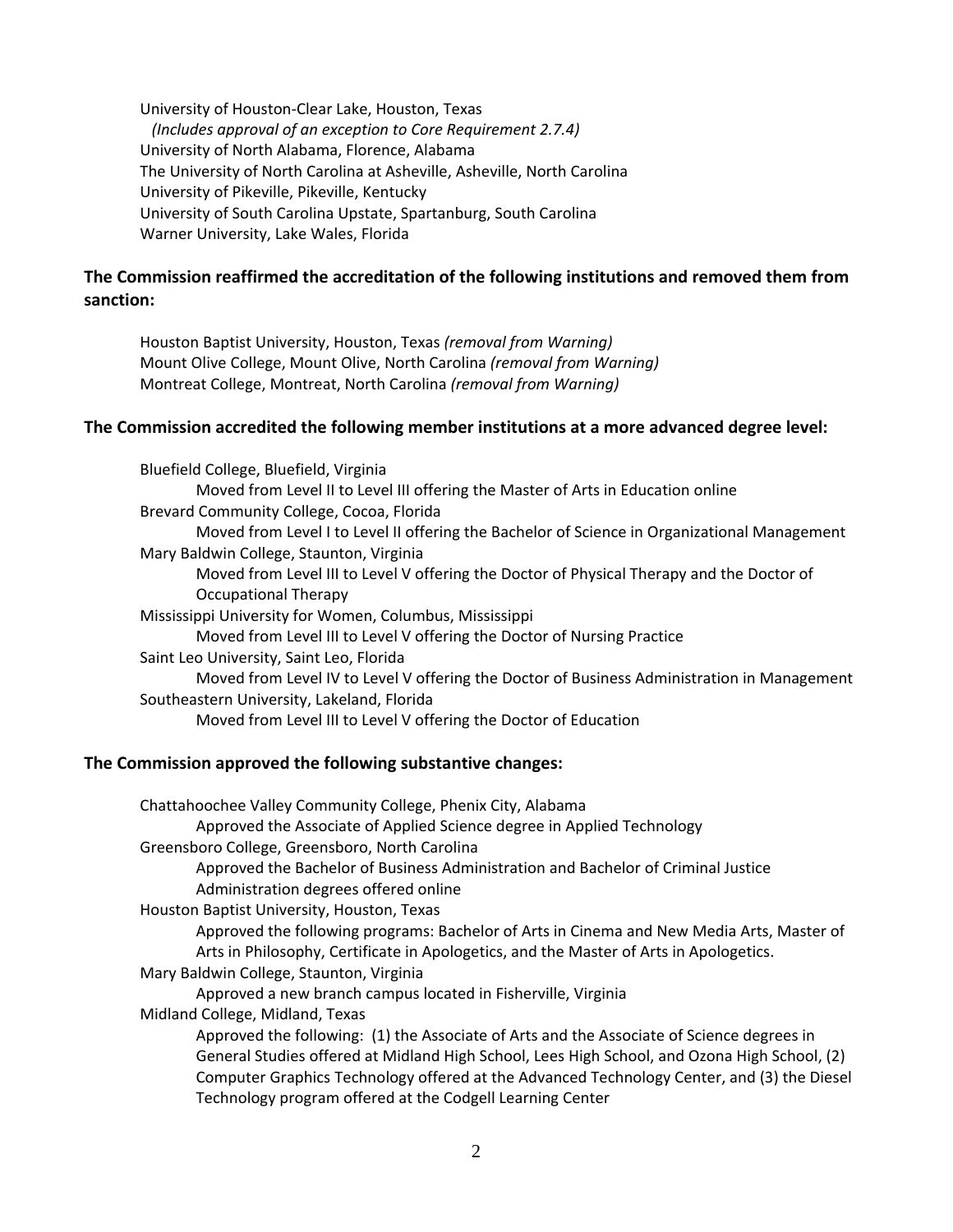University of Houston-Clear Lake, Houston, Texas
*(Includes approval of an exception to Core Requirement 2.7.4)*
University of North Alabama, Florence, Alabama
The University of North Carolina at Asheville, Asheville, North Carolina
University of Pikeville, Pikeville, Kentucky
University of South Carolina Upstate, Spartanburg, South Carolina
Warner University, Lake Wales, Florida

**The Commission reaffirmed the accreditation of the following institutions and removed them from sanction:**

Houston Baptist University, Houston, Texas *(removal from Warning)*
Mount Olive College, Mount Olive, North Carolina *(removal from Warning)*
Montreat College, Montreat, North Carolina *(removal from Warning)*

**The Commission accredited the following member institutions at a more advanced degree level:**

Bluefield College, Bluefield, Virginia
Moved from Level II to Level III offering the Master of Arts in Education online
Brevard Community College, Cocoa, Florida
Moved from Level I to Level II offering the Bachelor of Science in Organizational Management
Mary Baldwin College, Staunton, Virginia
Moved from Level III to Level V offering the Doctor of Physical Therapy and the Doctor of Occupational Therapy
Mississippi University for Women, Columbus, Mississippi
Moved from Level III to Level V offering the Doctor of Nursing Practice
Saint Leo University, Saint Leo, Florida
Moved from Level IV to Level V offering the Doctor of Business Administration in Management
Southeastern University, Lakeland, Florida
Moved from Level III to Level V offering the Doctor of Education

**The Commission approved the following substantive changes:**

Chattahoochee Valley Community College, Phenix City, Alabama
Approved the Associate of Applied Science degree in Applied Technology
Greensboro College, Greensboro, North Carolina
Approved the Bachelor of Business Administration and Bachelor of Criminal Justice Administration degrees offered online
Houston Baptist University, Houston, Texas
Approved the following programs: Bachelor of Arts in Cinema and New Media Arts, Master of Arts in Philosophy, Certificate in Apologetics, and the Master of Arts in Apologetics.
Mary Baldwin College, Staunton, Virginia
Approved a new branch campus located in Fisherville, Virginia
Midland College, Midland, Texas
Approved the following: (1) the Associate of Arts and the Associate of Science degrees in General Studies offered at Midland High School, Lees High School, and Ozona High School, (2) Computer Graphics Technology offered at the Advanced Technology Center, and (3) the Diesel Technology program offered at the Codgell Learning Center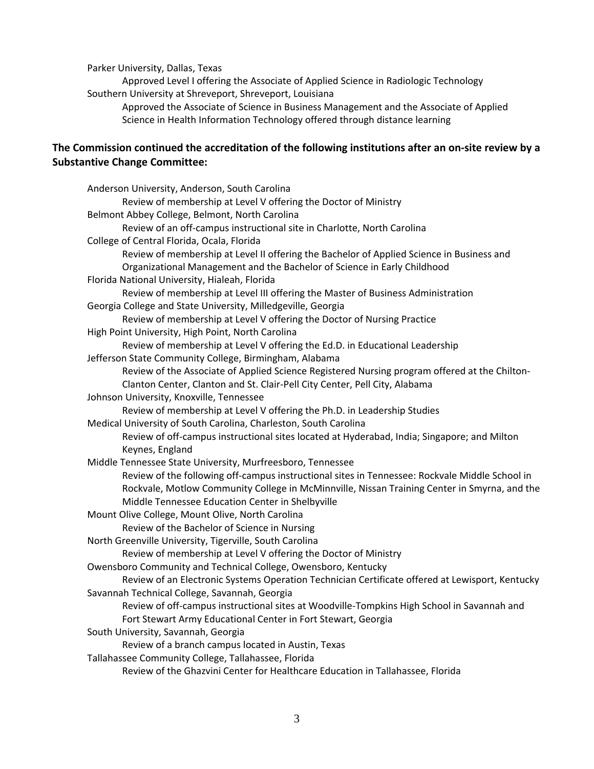Parker University, Dallas, Texas
    Approved Level I offering the Associate of Applied Science in Radiologic Technology

Southern University at Shreveport, Shreveport, Louisiana
    Approved the Associate of Science in Business Management and the Associate of Applied Science in Health Information Technology offered through distance learning

**The Commission continued the accreditation of the following institutions after an on-site review by a Substantive Change Committee:**

Anderson University, Anderson, South Carolina
    Review of membership at Level V offering the Doctor of Ministry

Belmont Abbey College, Belmont, North Carolina
    Review of an off-campus instructional site in Charlotte, North Carolina

College of Central Florida, Ocala, Florida
    Review of membership at Level II offering the Bachelor of Applied Science in Business and Organizational Management and the Bachelor of Science in Early Childhood

Florida National University, Hialeah, Florida
    Review of membership at Level III offering the Master of Business Administration

Georgia College and State University, Milledgeville, Georgia
    Review of membership at Level V offering the Doctor of Nursing Practice

High Point University, High Point, North Carolina
    Review of membership at Level V offering the Ed.D. in Educational Leadership

Jefferson State Community College, Birmingham, Alabama
    Review of the Associate of Applied Science Registered Nursing program offered at the Chilton-Clanton Center, Clanton and St. Clair-Pell City Center, Pell City, Alabama

Johnson University, Knoxville, Tennessee
    Review of membership at Level V offering the Ph.D. in Leadership Studies

Medical University of South Carolina, Charleston, South Carolina
    Review of off-campus instructional sites located at Hyderabad, India; Singapore; and Milton Keynes, England

Middle Tennessee State University, Murfreesboro, Tennessee
    Review of the following off-campus instructional sites in Tennessee: Rockvale Middle School in Rockvale, Motlow Community College in McMinnville, Nissan Training Center in Smyrna, and the Middle Tennessee Education Center in Shelbyville

Mount Olive College, Mount Olive, North Carolina
    Review of the Bachelor of Science in Nursing

North Greenville University, Tigerville, South Carolina
    Review of membership at Level V offering the Doctor of Ministry

Owensboro Community and Technical College, Owensboro, Kentucky
    Review of an Electronic Systems Operation Technician Certificate offered at Lewisport, Kentucky

Savannah Technical College, Savannah, Georgia
    Review of off-campus instructional sites at Woodville-Tompkins High School in Savannah and Fort Stewart Army Educational Center in Fort Stewart, Georgia

South University, Savannah, Georgia
    Review of a branch campus located in Austin, Texas

Tallahassee Community College, Tallahassee, Florida
    Review of the Ghazvini Center for Healthcare Education in Tallahassee, Florida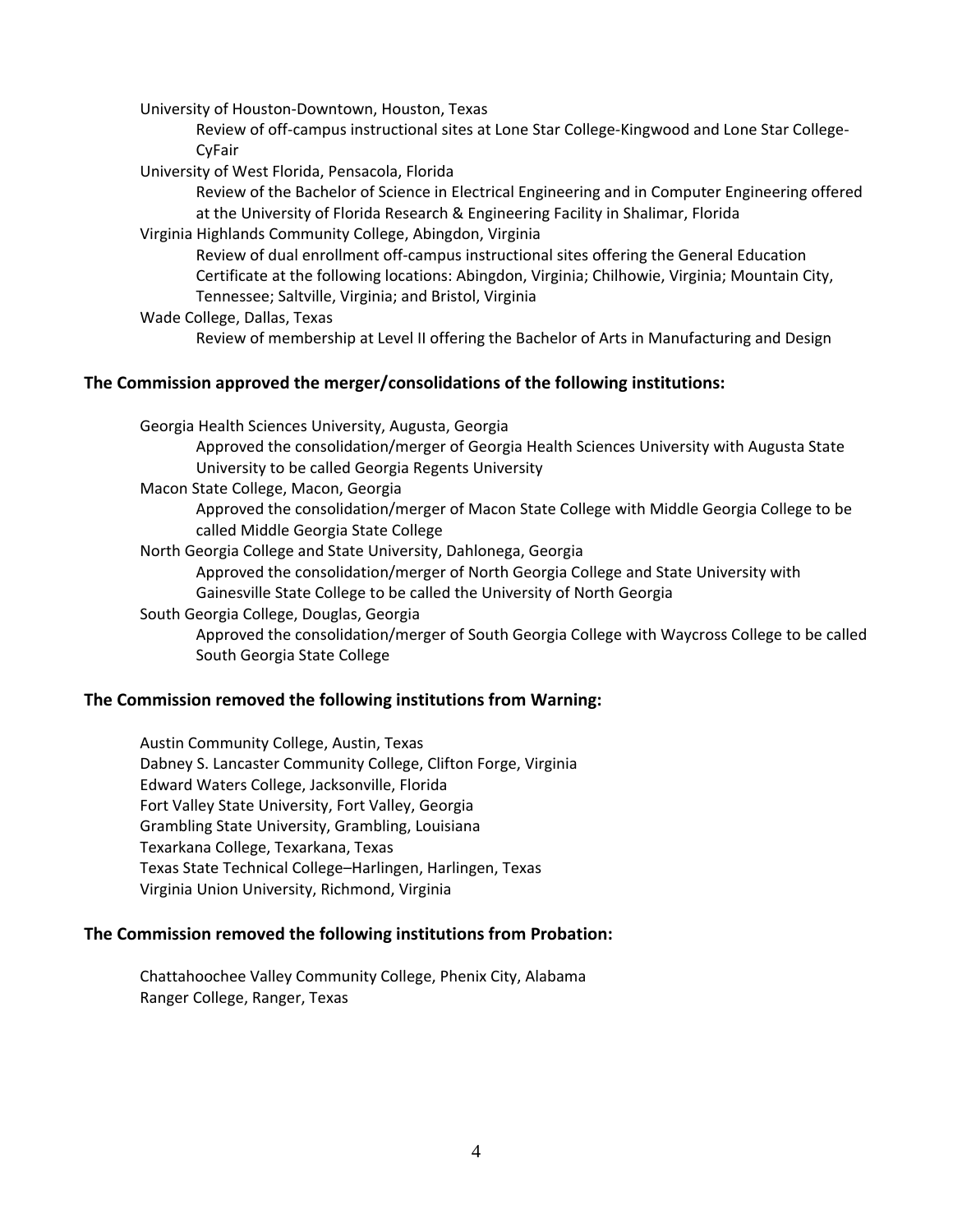University of Houston-Downtown, Houston, Texas

Review of off-campus instructional sites at Lone Star College-Kingwood and Lone Star College-CyFair

University of West Florida, Pensacola, Florida

Review of the Bachelor of Science in Electrical Engineering and in Computer Engineering offered at the University of Florida Research & Engineering Facility in Shalimar, Florida

Virginia Highlands Community College, Abingdon, Virginia

Review of dual enrollment off-campus instructional sites offering the General Education Certificate at the following locations: Abingdon, Virginia; Chilhowie, Virginia; Mountain City, Tennessee; Saltville, Virginia; and Bristol, Virginia

Wade College, Dallas, Texas

Review of membership at Level II offering the Bachelor of Arts in Manufacturing and Design

**The Commission approved the merger/consolidations of the following institutions:**

Georgia Health Sciences University, Augusta, Georgia

Approved the consolidation/merger of Georgia Health Sciences University with Augusta State University to be called Georgia Regents University

Macon State College, Macon, Georgia

Approved the consolidation/merger of Macon State College with Middle Georgia College to be called Middle Georgia State College

North Georgia College and State University, Dahlonega, Georgia

Approved the consolidation/merger of North Georgia College and State University with Gainesville State College to be called the University of North Georgia

South Georgia College, Douglas, Georgia

Approved the consolidation/merger of South Georgia College with Waycross College to be called South Georgia State College

**The Commission removed the following institutions from Warning:**

Austin Community College, Austin, Texas
Dabney S. Lancaster Community College, Clifton Forge, Virginia
Edward Waters College, Jacksonville, Florida
Fort Valley State University, Fort Valley, Georgia
Grambling State University, Grambling, Louisiana
Texarkana College, Texarkana, Texas
Texas State Technical College–Harlingen, Harlingen, Texas
Virginia Union University, Richmond, Virginia

**The Commission removed the following institutions from Probation:**

Chattahoochee Valley Community College, Phenix City, Alabama
Ranger College, Ranger, Texas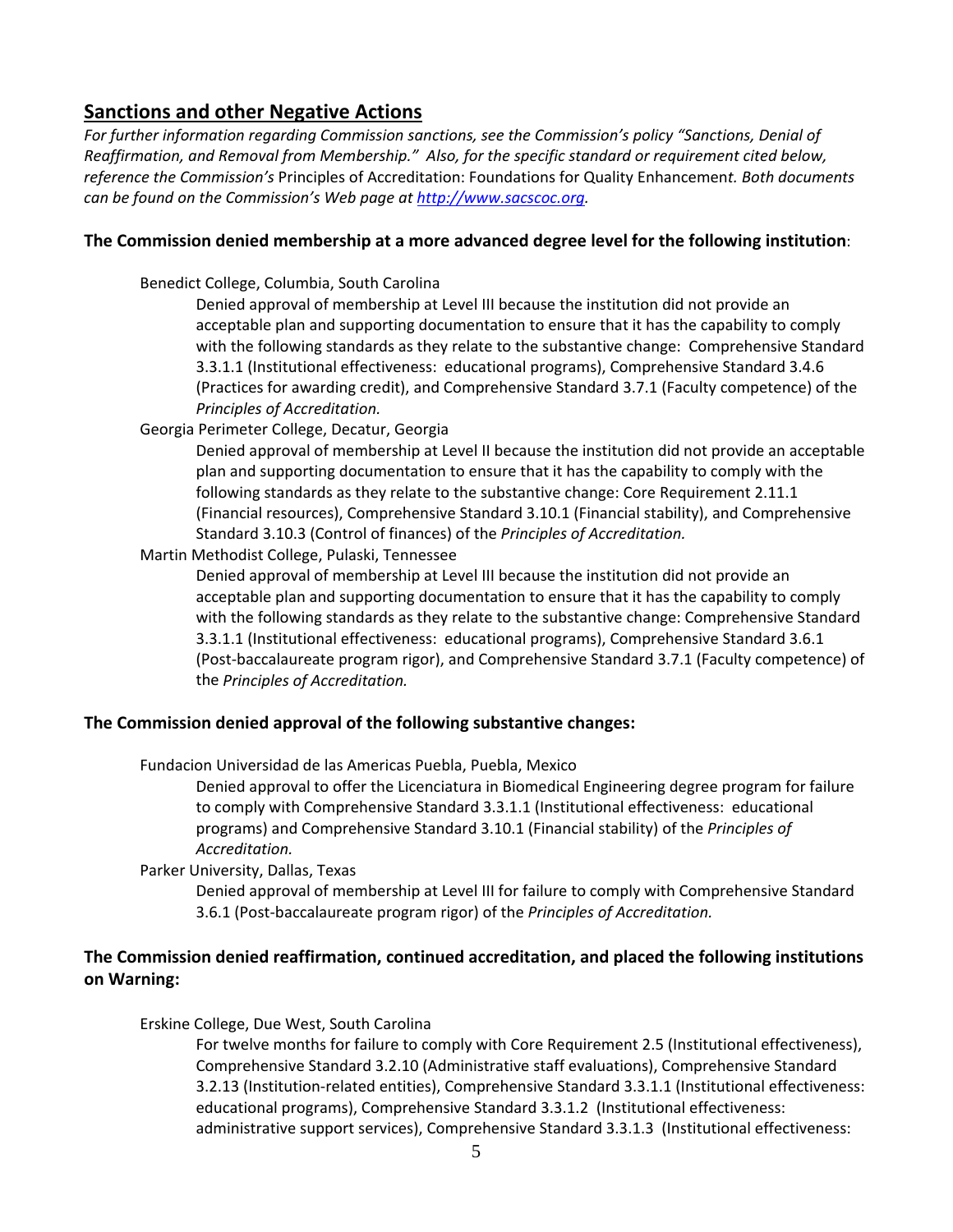## Sanctions and other Negative Actions

*For further information regarding Commission sanctions, see the Commission's policy "Sanctions, Denial of Reaffirmation, and Removal from Membership." Also, for the specific standard or requirement cited below, reference the Commission's* Principles of Accreditation: Foundations for Quality Enhancement*. Both documents can be found on the Commission's Web page at [http://www.sacscoc.org](http://www.sacscoc.org).*

**The Commission denied membership at a more advanced degree level for the following institution**:

Benedict College, Columbia, South Carolina

Denied approval of membership at Level III because the institution did not provide an acceptable plan and supporting documentation to ensure that it has the capability to comply with the following standards as they relate to the substantive change: Comprehensive Standard 3.3.1.1 (Institutional effectiveness: educational programs), Comprehensive Standard 3.4.6 (Practices for awarding credit), and Comprehensive Standard 3.7.1 (Faculty competence) of the *Principles of Accreditation.*

Georgia Perimeter College, Decatur, Georgia

Denied approval of membership at Level II because the institution did not provide an acceptable plan and supporting documentation to ensure that it has the capability to comply with the following standards as they relate to the substantive change: Core Requirement 2.11.1 (Financial resources), Comprehensive Standard 3.10.1 (Financial stability), and Comprehensive Standard 3.10.3 (Control of finances) of the *Principles of Accreditation.*

Martin Methodist College, Pulaski, Tennessee

Denied approval of membership at Level III because the institution did not provide an acceptable plan and supporting documentation to ensure that it has the capability to comply with the following standards as they relate to the substantive change: Comprehensive Standard 3.3.1.1 (Institutional effectiveness: educational programs), Comprehensive Standard 3.6.1 (Post-baccalaureate program rigor), and Comprehensive Standard 3.7.1 (Faculty competence) of the *Principles of Accreditation.*

**The Commission denied approval of the following substantive changes:**

Fundacion Universidad de las Americas Puebla, Puebla, Mexico

Denied approval to offer the Licenciatura in Biomedical Engineering degree program for failure to comply with Comprehensive Standard 3.3.1.1 (Institutional effectiveness: educational programs) and Comprehensive Standard 3.10.1 (Financial stability) of the *Principles of Accreditation.*

Parker University, Dallas, Texas

Denied approval of membership at Level III for failure to comply with Comprehensive Standard 3.6.1 (Post-baccalaureate program rigor) of the *Principles of Accreditation.*

**The Commission denied reaffirmation, continued accreditation, and placed the following institutions on Warning:**

Erskine College, Due West, South Carolina

For twelve months for failure to comply with Core Requirement 2.5 (Institutional effectiveness), Comprehensive Standard 3.2.10 (Administrative staff evaluations), Comprehensive Standard 3.2.13 (Institution-related entities), Comprehensive Standard 3.3.1.1 (Institutional effectiveness: educational programs), Comprehensive Standard 3.3.1.2 (Institutional effectiveness: administrative support services), Comprehensive Standard 3.3.1.3 (Institutional effectiveness: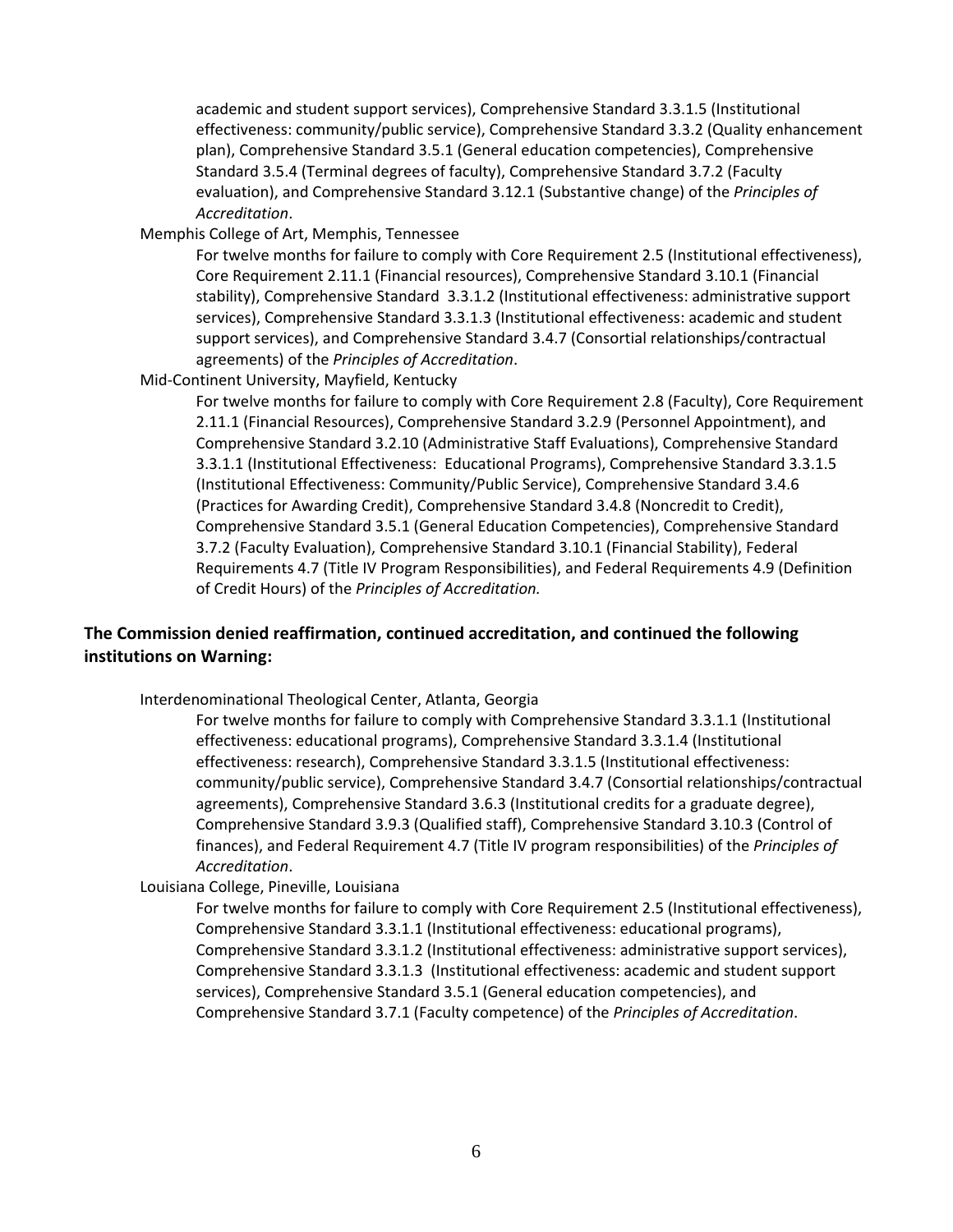academic and student support services), Comprehensive Standard 3.3.1.5 (Institutional effectiveness: community/public service), Comprehensive Standard 3.3.2 (Quality enhancement plan), Comprehensive Standard 3.5.1 (General education competencies), Comprehensive Standard 3.5.4 (Terminal degrees of faculty), Comprehensive Standard 3.7.2 (Faculty evaluation), and Comprehensive Standard 3.12.1 (Substantive change) of the *Principles of Accreditation*.

Memphis College of Art, Memphis, Tennessee

For twelve months for failure to comply with Core Requirement 2.5 (Institutional effectiveness), Core Requirement 2.11.1 (Financial resources), Comprehensive Standard 3.10.1 (Financial stability), Comprehensive Standard 3.3.1.2 (Institutional effectiveness: administrative support services), Comprehensive Standard 3.3.1.3 (Institutional effectiveness: academic and student support services), and Comprehensive Standard 3.4.7 (Consortial relationships/contractual agreements) of the *Principles of Accreditation*.

Mid-Continent University, Mayfield, Kentucky

For twelve months for failure to comply with Core Requirement 2.8 (Faculty), Core Requirement 2.11.1 (Financial Resources), Comprehensive Standard 3.2.9 (Personnel Appointment), and Comprehensive Standard 3.2.10 (Administrative Staff Evaluations), Comprehensive Standard 3.3.1.1 (Institutional Effectiveness: Educational Programs), Comprehensive Standard 3.3.1.5 (Institutional Effectiveness: Community/Public Service), Comprehensive Standard 3.4.6 (Practices for Awarding Credit), Comprehensive Standard 3.4.8 (Noncredit to Credit), Comprehensive Standard 3.5.1 (General Education Competencies), Comprehensive Standard 3.7.2 (Faculty Evaluation), Comprehensive Standard 3.10.1 (Financial Stability), Federal Requirements 4.7 (Title IV Program Responsibilities), and Federal Requirements 4.9 (Definition of Credit Hours) of the *Principles of Accreditation.*

**The Commission denied reaffirmation, continued accreditation, and continued the following institutions on Warning:**

Interdenominational Theological Center, Atlanta, Georgia

For twelve months for failure to comply with Comprehensive Standard 3.3.1.1 (Institutional effectiveness: educational programs), Comprehensive Standard 3.3.1.4 (Institutional effectiveness: research), Comprehensive Standard 3.3.1.5 (Institutional effectiveness: community/public service), Comprehensive Standard 3.4.7 (Consortial relationships/contractual agreements), Comprehensive Standard 3.6.3 (Institutional credits for a graduate degree), Comprehensive Standard 3.9.3 (Qualified staff), Comprehensive Standard 3.10.3 (Control of finances), and Federal Requirement 4.7 (Title IV program responsibilities) of the *Principles of Accreditation*.

Louisiana College, Pineville, Louisiana

For twelve months for failure to comply with Core Requirement 2.5 (Institutional effectiveness), Comprehensive Standard 3.3.1.1 (Institutional effectiveness: educational programs), Comprehensive Standard 3.3.1.2 (Institutional effectiveness: administrative support services), Comprehensive Standard 3.3.1.3 (Institutional effectiveness: academic and student support services), Comprehensive Standard 3.5.1 (General education competencies), and Comprehensive Standard 3.7.1 (Faculty competence) of the *Principles of Accreditation*.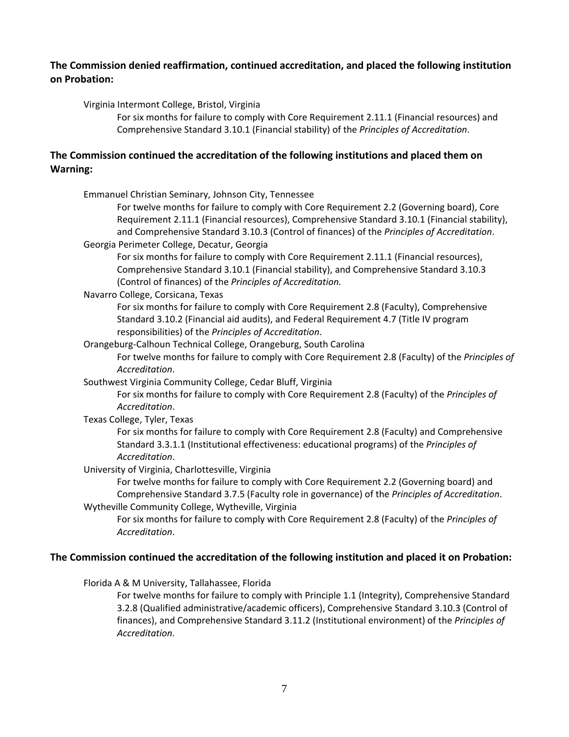**The Commission denied reaffirmation, continued accreditation, and placed the following institution on Probation:**

Virginia Intermont College, Bristol, Virginia

For six months for failure to comply with Core Requirement 2.11.1 (Financial resources) and Comprehensive Standard 3.10.1 (Financial stability) of the *Principles of Accreditation*.

**The Commission continued the accreditation of the following institutions and placed them on Warning:**

Emmanuel Christian Seminary, Johnson City, Tennessee

For twelve months for failure to comply with Core Requirement 2.2 (Governing board), Core Requirement 2.11.1 (Financial resources), Comprehensive Standard 3.10.1 (Financial stability), and Comprehensive Standard 3.10.3 (Control of finances) of the *Principles of Accreditation*.

Georgia Perimeter College, Decatur, Georgia

For six months for failure to comply with Core Requirement 2.11.1 (Financial resources), Comprehensive Standard 3.10.1 (Financial stability), and Comprehensive Standard 3.10.3 (Control of finances) of the *Principles of Accreditation.*

Navarro College, Corsicana, Texas

For six months for failure to comply with Core Requirement 2.8 (Faculty), Comprehensive Standard 3.10.2 (Financial aid audits), and Federal Requirement 4.7 (Title IV program responsibilities) of the *Principles of Accreditation*.

Orangeburg-Calhoun Technical College, Orangeburg, South Carolina

For twelve months for failure to comply with Core Requirement 2.8 (Faculty) of the *Principles of Accreditation*.

Southwest Virginia Community College, Cedar Bluff, Virginia

For six months for failure to comply with Core Requirement 2.8 (Faculty) of the *Principles of Accreditation*.

Texas College, Tyler, Texas

For six months for failure to comply with Core Requirement 2.8 (Faculty) and Comprehensive Standard 3.3.1.1 (Institutional effectiveness: educational programs) of the *Principles of Accreditation*.

University of Virginia, Charlottesville, Virginia

For twelve months for failure to comply with Core Requirement 2.2 (Governing board) and Comprehensive Standard 3.7.5 (Faculty role in governance) of the *Principles of Accreditation*.

Wytheville Community College, Wytheville, Virginia

For six months for failure to comply with Core Requirement 2.8 (Faculty) of the *Principles of Accreditation*.

**The Commission continued the accreditation of the following institution and placed it on Probation:**

Florida A & M University, Tallahassee, Florida

For twelve months for failure to comply with Principle 1.1 (Integrity), Comprehensive Standard 3.2.8 (Qualified administrative/academic officers), Comprehensive Standard 3.10.3 (Control of finances), and Comprehensive Standard 3.11.2 (Institutional environment) of the *Principles of Accreditation.*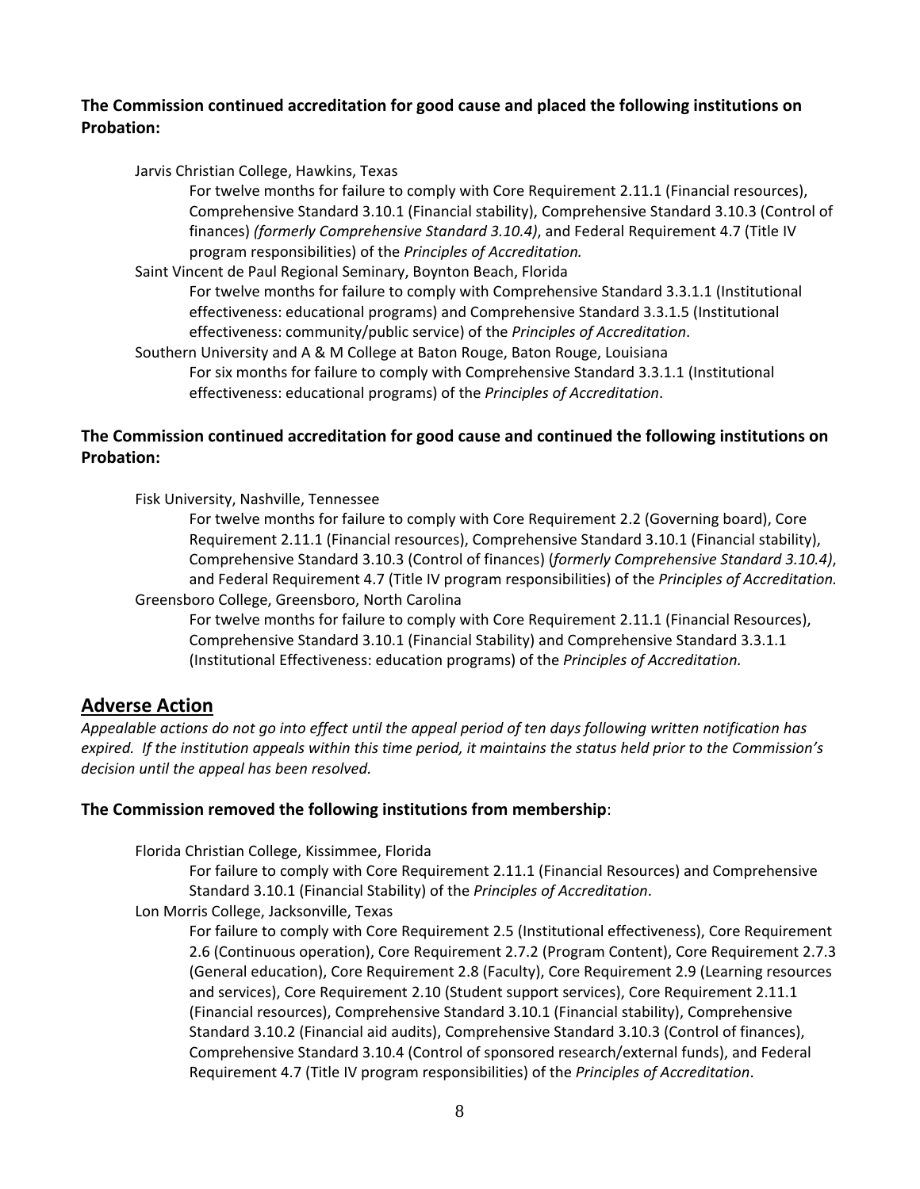**The Commission continued accreditation for good cause and placed the following institutions on Probation:**

Jarvis Christian College, Hawkins, Texas

For twelve months for failure to comply with Core Requirement 2.11.1 (Financial resources), Comprehensive Standard 3.10.1 (Financial stability), Comprehensive Standard 3.10.3 (Control of finances) *(formerly Comprehensive Standard 3.10.4)*, and Federal Requirement 4.7 (Title IV program responsibilities) of the *Principles of Accreditation.*

Saint Vincent de Paul Regional Seminary, Boynton Beach, Florida

For twelve months for failure to comply with Comprehensive Standard 3.3.1.1 (Institutional effectiveness: educational programs) and Comprehensive Standard 3.3.1.5 (Institutional effectiveness: community/public service) of the *Principles of Accreditation*.

Southern University and A & M College at Baton Rouge, Baton Rouge, Louisiana

For six months for failure to comply with Comprehensive Standard 3.3.1.1 (Institutional effectiveness: educational programs) of the *Principles of Accreditation*.

**The Commission continued accreditation for good cause and continued the following institutions on Probation:**

Fisk University, Nashville, Tennessee

For twelve months for failure to comply with Core Requirement 2.2 (Governing board), Core Requirement 2.11.1 (Financial resources), Comprehensive Standard 3.10.1 (Financial stability), Comprehensive Standard 3.10.3 (Control of finances) (*formerly Comprehensive Standard 3.10.4)*, and Federal Requirement 4.7 (Title IV program responsibilities) of the *Principles of Accreditation.*

Greensboro College, Greensboro, North Carolina

For twelve months for failure to comply with Core Requirement 2.11.1 (Financial Resources), Comprehensive Standard 3.10.1 (Financial Stability) and Comprehensive Standard 3.3.1.1 (Institutional Effectiveness: education programs) of the *Principles of Accreditation.*

## Adverse Action

*Appealable actions do not go into effect until the appeal period of ten days following written notification has expired. If the institution appeals within this time period, it maintains the status held prior to the Commission's decision until the appeal has been resolved.*

**The Commission removed the following institutions from membership**:

Florida Christian College, Kissimmee, Florida

For failure to comply with Core Requirement 2.11.1 (Financial Resources) and Comprehensive Standard 3.10.1 (Financial Stability) of the *Principles of Accreditation*.

Lon Morris College, Jacksonville, Texas

For failure to comply with Core Requirement 2.5 (Institutional effectiveness), Core Requirement 2.6 (Continuous operation), Core Requirement 2.7.2 (Program Content), Core Requirement 2.7.3 (General education), Core Requirement 2.8 (Faculty), Core Requirement 2.9 (Learning resources and services), Core Requirement 2.10 (Student support services), Core Requirement 2.11.1 (Financial resources), Comprehensive Standard 3.10.1 (Financial stability), Comprehensive Standard 3.10.2 (Financial aid audits), Comprehensive Standard 3.10.3 (Control of finances), Comprehensive Standard 3.10.4 (Control of sponsored research/external funds), and Federal Requirement 4.7 (Title IV program responsibilities) of the *Principles of Accreditation*.